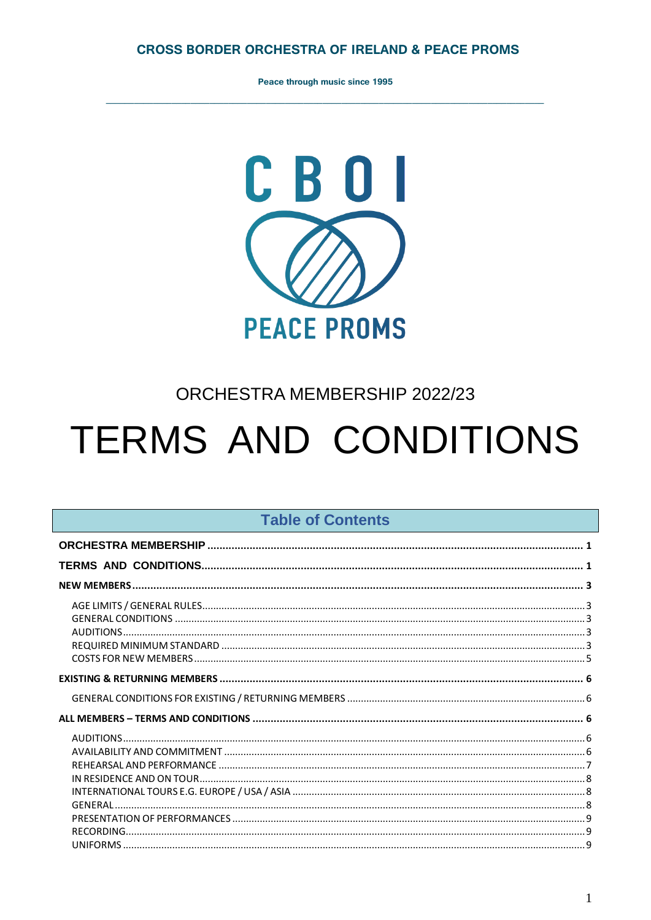**CROSS BORDER ORCHESTRA OF IRELAND & PEACE PROMS**

**Peace through music since 1995**

CBOI

PEACE PROMS

## ORCHESTRA MEMBERSHIP 2022/23

# TERMS AND CONDITIONS

## Table of Contents

**ORCHESTRA MEMBERSHIP** ..... **1**

**TERMS AND CONDITIONS** ..... **1**

**NEW MEMBERS** ..... **3**

- AGE LIMITS / GENERAL RULES ..... 3
- GENERAL CONDITIONS ..... 3
- AUDITIONS ..... 3
- REQUIRED MINIMUM STANDARD ..... 3
- COSTS FOR NEW MEMBERS ..... 5

**EXISTING & RETURNING MEMBERS** ..... **6**

- GENERAL CONDITIONS FOR EXISTING / RETURNING MEMBERS ..... 6

**ALL MEMBERS – TERMS AND CONDITIONS** ..... **6**

- AUDITIONS ..... 6
- AVAILABILITY AND COMMITMENT ..... 6
- REHEARSAL AND PERFORMANCE ..... 7
- IN RESIDENCE AND ON TOUR ..... 8
- INTERNATIONAL TOURS E.G. EUROPE / USA / ASIA ..... 8
- GENERAL ..... 8
- PRESENTATION OF PERFORMANCES ..... 9
- RECORDING ..... 9
- UNIFORMS ..... 9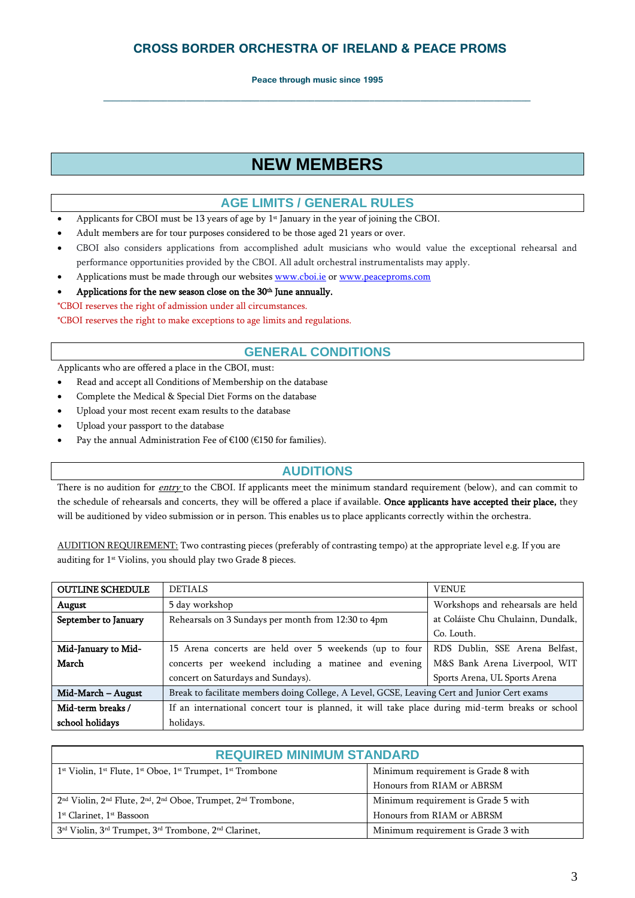## CROSS BORDER ORCHESTRA OF IRELAND & PEACE PROMS

**Peace through music since 1995**

# NEW MEMBERS

## AGE LIMITS / GENERAL RULES

- Applicants for CBOI must be 13 years of age by 1st January in the year of joining the CBOI.
- Adult members are for tour purposes considered to be those aged 21 years or over.
- CBOI also considers applications from accomplished adult musicians who would value the exceptional rehearsal and performance opportunities provided by the CBOI. All adult orchestral instrumentalists may apply.
- Applications must be made through our websites www.cboi.ie or www.peaceproms.com
- **Applications for the new season close on the 30th June annually.**

*CBOI reserves the right of admission under all circumstances.

*CBOI reserves the right to make exceptions to age limits and regulations.

## GENERAL CONDITIONS

Applicants who are offered a place in the CBOI, must:

- Read and accept all Conditions of Membership on the database
- Complete the Medical & Special Diet Forms on the database
- Upload your most recent exam results to the database
- Upload your passport to the database
- Pay the annual Administration Fee of €100 (€150 for families).

## AUDITIONS

There is no audition for *entry* to the CBOI. If applicants meet the minimum standard requirement (below), and can commit to the schedule of rehearsals and concerts, they will be offered a place if available. **Once applicants have accepted their place,** they will be auditioned by video submission or in person. This enables us to place applicants correctly within the orchestra.

AUDITION REQUIREMENT: Two contrasting pieces (preferably of contrasting tempo) at the appropriate level e.g. If you are auditing for 1st Violins, you should play two Grade 8 pieces.

| OUTLINE SCHEDULE | DETIALS | VENUE |
|---|---|---|
| **August** | 5 day workshop | Workshops and rehearsals are held at Coláiste Chu Chulainn, Dundalk, Co. Louth. |
| **September to January** | Rehearsals on 3 Sundays per month from 12:30 to 4pm | |
| **Mid-January to Mid-March** | 15 Arena concerts are held over 5 weekends (up to four concerts per weekend including a matinee and evening concert on Saturdays and Sundays). | RDS Dublin, SSE Arena Belfast, M&S Bank Arena Liverpool, WIT Sports Arena, UL Sports Arena |
| **Mid-March – August** | Break to facilitate members doing College, A Level, GCSE, Leaving Cert and Junior Cert exams | |
| **Mid-term breaks / school holidays** | If an international concert tour is planned, it will take place during mid-term breaks or school holidays. | |

| REQUIRED MINIMUM STANDARD | |
|---|---|
| 1st Violin, 1st Flute, 1st Oboe, 1st Trumpet, 1st Trombone | Minimum requirement is Grade 8 with Honours from RIAM or ABRSM |
| 2nd Violin, 2nd Flute, 2nd, 2nd Oboe, Trumpet, 2nd Trombone, 1st Clarinet, 1st Bassoon | Minimum requirement is Grade 5 with Honours from RIAM or ABRSM |
| 3rd Violin, 3rd Trumpet, 3rd Trombone, 2nd Clarinet, | Minimum requirement is Grade 3 with |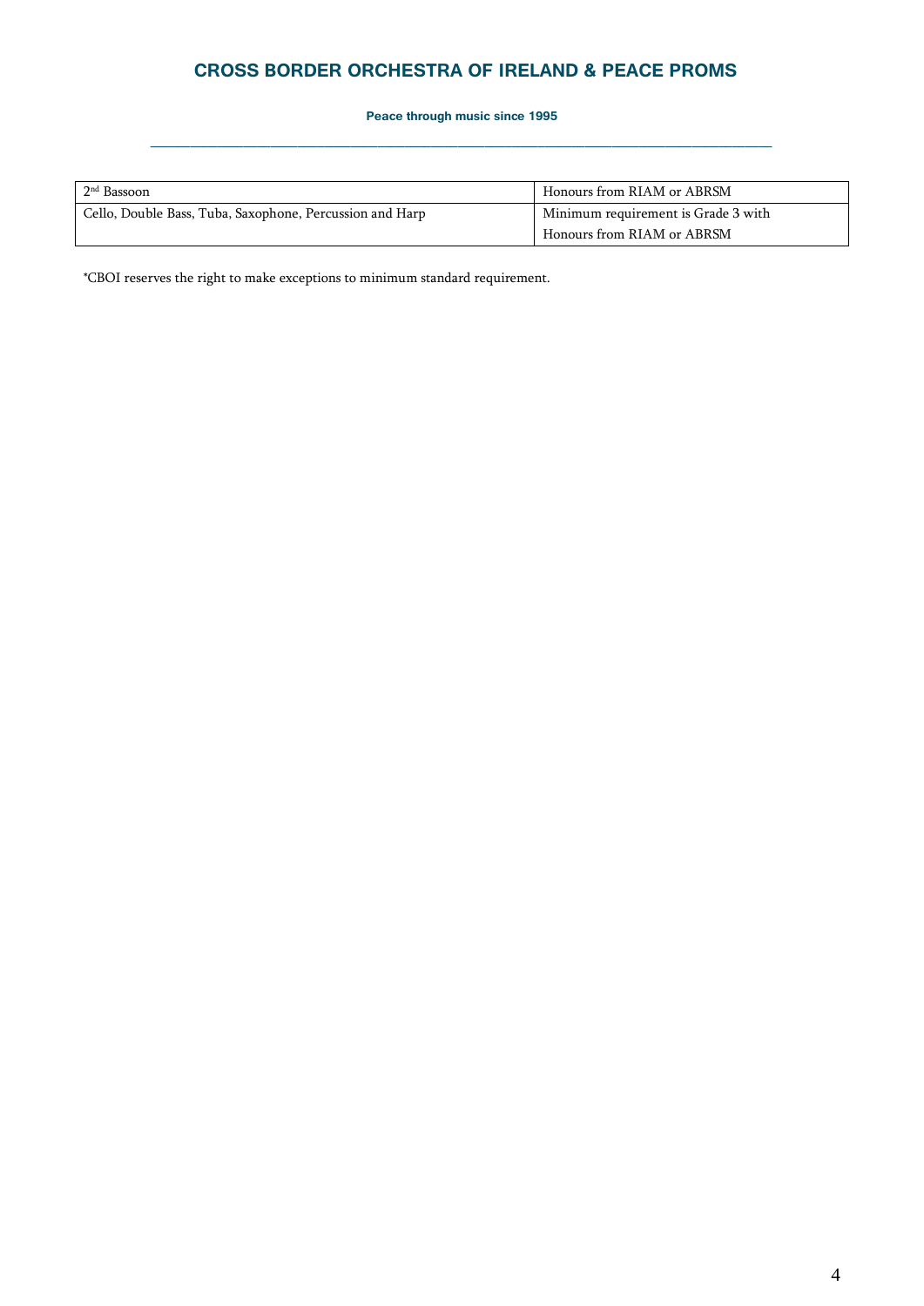| 2nd Bassoon | Honours from RIAM or ABRSM |
|---|---|
| Cello, Double Bass, Tuba, Saxophone, Percussion and Harp | Minimum requirement is Grade 3 with Honours from RIAM or ABRSM |

*CBOI reserves the right to make exceptions to minimum standard requirement.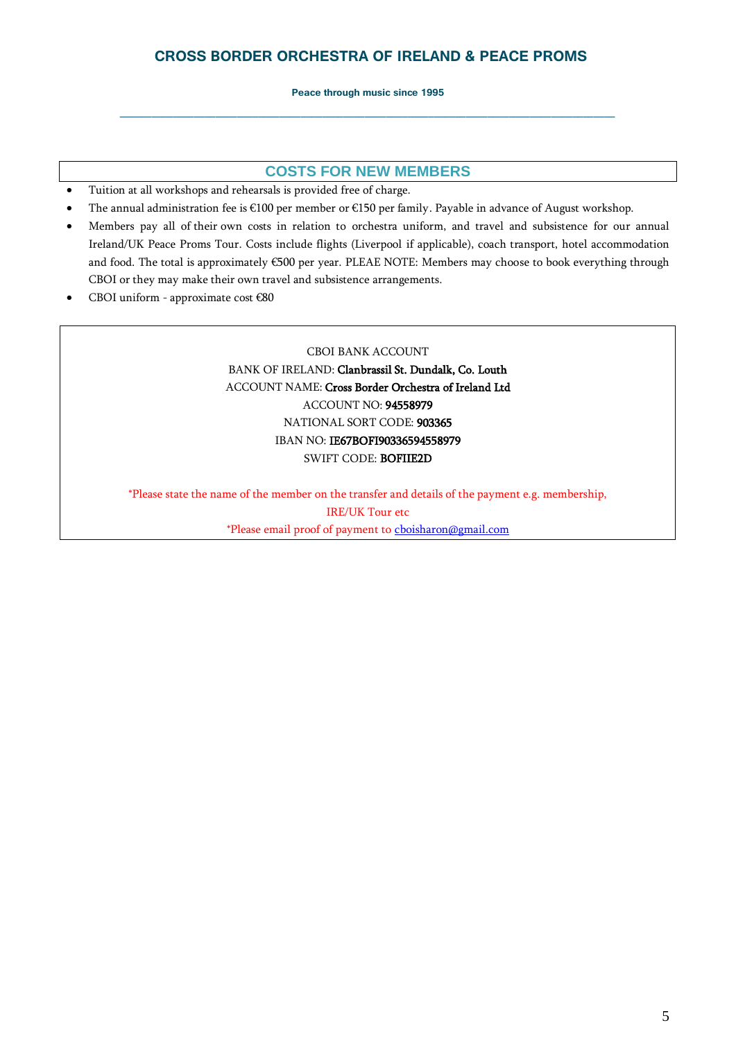# CROSS BORDER ORCHESTRA OF IRELAND & PEACE PROMS

**Peace through music since 1995**

---

## COSTS FOR NEW MEMBERS

- Tuition at all workshops and rehearsals is provided free of charge.
- The annual administration fee is €100 per member or €150 per family. Payable in advance of August workshop.
- Members pay all of their own costs in relation to orchestra uniform, and travel and subsistence for our annual Ireland/UK Peace Proms Tour. Costs include flights (Liverpool if applicable), coach transport, hotel accommodation and food. The total is approximately €500 per year. PLEAE NOTE: Members may choose to book everything through CBOI or they may make their own travel and subsistence arrangements.
- CBOI uniform - approximate cost €80

CBOI BANK ACCOUNT
BANK OF IRELAND: **Clanbrassil St. Dundalk, Co. Louth**
ACCOUNT NAME: **Cross Border Orchestra of Ireland Ltd**
ACCOUNT NO: **94558979**
NATIONAL SORT CODE: **903365**
IBAN NO: **IE67BOFI90336594558979**
SWIFT CODE: **BOFIIE2D**

*Please state the name of the member on the transfer and details of the payment e.g. membership, IRE/UK Tour etc
*Please email proof of payment to cboisharon@gmail.com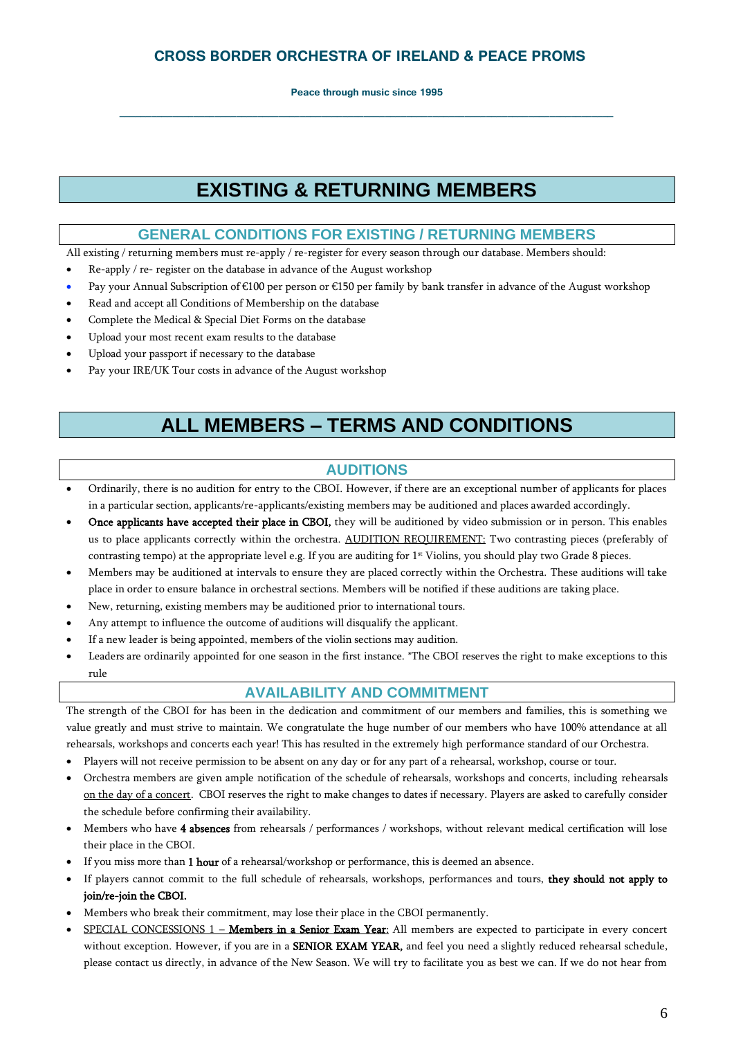# EXISTING & RETURNING MEMBERS

## GENERAL CONDITIONS FOR EXISTING / RETURNING MEMBERS

All existing / returning members must re-apply / re-register for every season through our database. Members should:

- Re-apply / re- register on the database in advance of the August workshop
- Pay your Annual Subscription of €100 per person or €150 per family by bank transfer in advance of the August workshop
- Read and accept all Conditions of Membership on the database
- Complete the Medical & Special Diet Forms on the database
- Upload your most recent exam results to the database
- Upload your passport if necessary to the database
- Pay your IRE/UK Tour costs in advance of the August workshop

# ALL MEMBERS – TERMS AND CONDITIONS

## AUDITIONS

- Ordinarily, there is no audition for entry to the CBOI. However, if there are an exceptional number of applicants for places in a particular section, applicants/re-applicants/existing members may be auditioned and places awarded accordingly.
- **Once applicants have accepted their place in CBOI,** they will be auditioned by video submission or in person. This enables us to place applicants correctly within the orchestra. AUDITION REQUIREMENT: Two contrasting pieces (preferably of contrasting tempo) at the appropriate level e.g. If you are auditing for 1st Violins, you should play two Grade 8 pieces.
- Members may be auditioned at intervals to ensure they are placed correctly within the Orchestra. These auditions will take place in order to ensure balance in orchestral sections. Members will be notified if these auditions are taking place.
- New, returning, existing members may be auditioned prior to international tours.
- Any attempt to influence the outcome of auditions will disqualify the applicant.
- If a new leader is being appointed, members of the violin sections may audition.
- Leaders are ordinarily appointed for one season in the first instance. *The CBOI reserves the right to make exceptions to this rule

## AVAILABILITY AND COMMITMENT

The strength of the CBOI for has been in the dedication and commitment of our members and families, this is something we value greatly and must strive to maintain. We congratulate the huge number of our members who have 100% attendance at all rehearsals, workshops and concerts each year! This has resulted in the extremely high performance standard of our Orchestra.

- Players will not receive permission to be absent on any day or for any part of a rehearsal, workshop, course or tour.
- Orchestra members are given ample notification of the schedule of rehearsals, workshops and concerts, including rehearsals on the day of a concert. CBOI reserves the right to make changes to dates if necessary. Players are asked to carefully consider the schedule before confirming their availability.
- Members who have **4 absences** from rehearsals / performances / workshops, without relevant medical certification will lose their place in the CBOI.
- If you miss more than **1 hour** of a rehearsal/workshop or performance, this is deemed an absence.
- If players cannot commit to the full schedule of rehearsals, workshops, performances and tours, **they should not apply to join/re-join the CBOI.**
- Members who break their commitment, may lose their place in the CBOI permanently.
- SPECIAL CONCESSIONS 1 – **Members in a Senior Exam Year**: All members are expected to participate in every concert without exception. However, if you are in a **SENIOR EXAM YEAR,** and feel you need a slightly reduced rehearsal schedule, please contact us directly, in advance of the New Season. We will try to facilitate you as best we can. If we do not hear from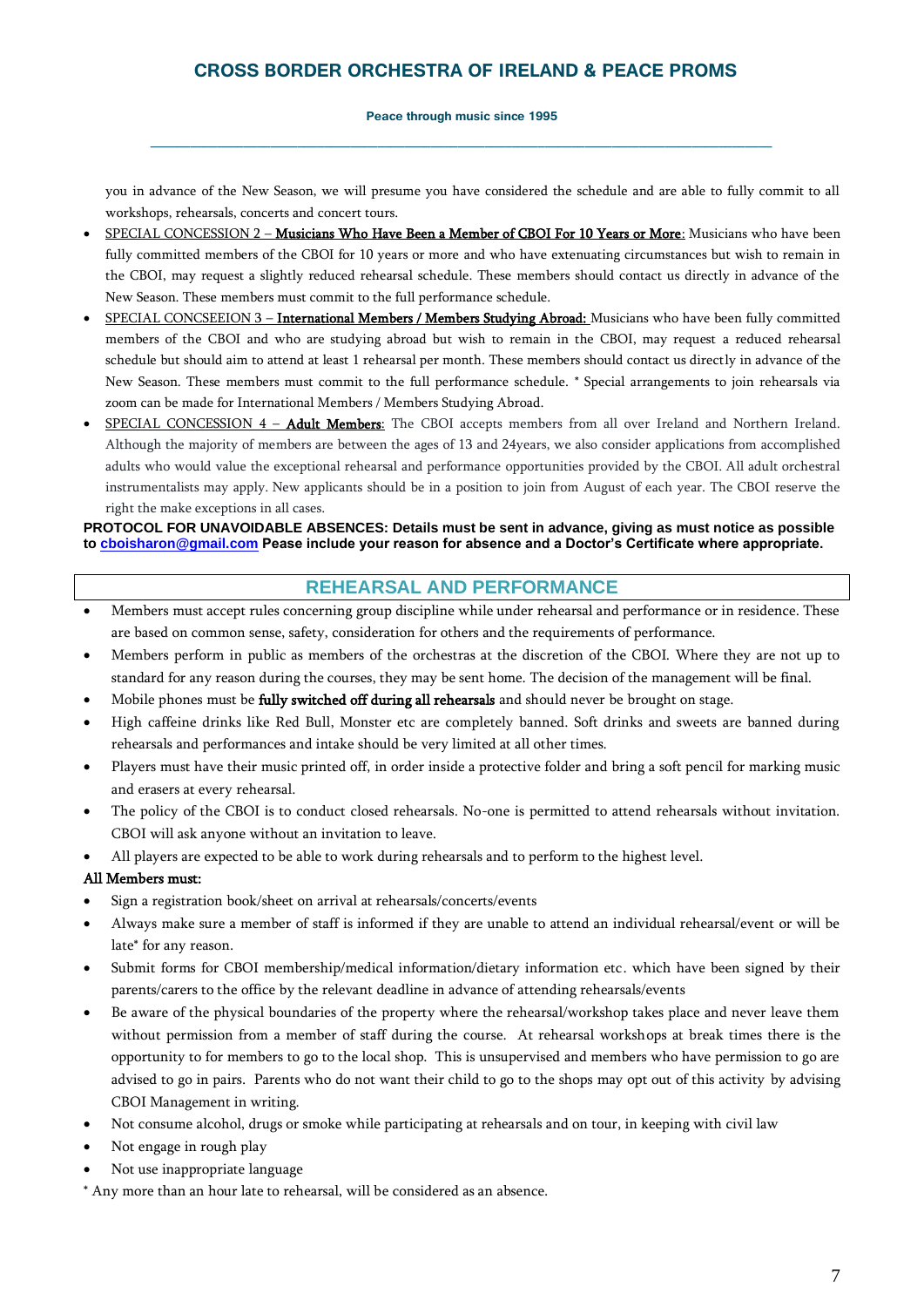you in advance of the New Season, we will presume you have considered the schedule and are able to fully commit to all workshops, rehearsals, concerts and concert tours.

- SPECIAL CONCESSION 2 – **Musicians Who Have Been a Member of CBOI For 10 Years or More:** Musicians who have been fully committed members of the CBOI for 10 years or more and who have extenuating circumstances but wish to remain in the CBOI, may request a slightly reduced rehearsal schedule. These members should contact us directly in advance of the New Season. These members must commit to the full performance schedule.
- SPECIAL CONCSEEION 3 – **International Members / Members Studying Abroad:** Musicians who have been fully committed members of the CBOI and who are studying abroad but wish to remain in the CBOI, may request a reduced rehearsal schedule but should aim to attend at least 1 rehearsal per month. These members should contact us directly in advance of the New Season. These members must commit to the full performance schedule. * Special arrangements to join rehearsals via zoom can be made for International Members / Members Studying Abroad.
- SPECIAL CONCESSION 4 – **Adult Members:** The CBOI accepts members from all over Ireland and Northern Ireland. Although the majority of members are between the ages of 13 and 24years, we also consider applications from accomplished adults who would value the exceptional rehearsal and performance opportunities provided by the CBOI. All adult orchestral instrumentalists may apply. New applicants should be in a position to join from August of each year. The CBOI reserve the right the make exceptions in all cases.

**PROTOCOL FOR UNAVOIDABLE ABSENCES: Details must be sent in advance, giving as must notice as possible to cboisharon@gmail.com Pease include your reason for absence and a Doctor's Certificate where appropriate.**

## REHEARSAL AND PERFORMANCE

- Members must accept rules concerning group discipline while under rehearsal and performance or in residence. These are based on common sense, safety, consideration for others and the requirements of performance.
- Members perform in public as members of the orchestras at the discretion of the CBOI. Where they are not up to standard for any reason during the courses, they may be sent home. The decision of the management will be final.
- Mobile phones must be **fully switched off during all rehearsals** and should never be brought on stage.
- High caffeine drinks like Red Bull, Monster etc are completely banned. Soft drinks and sweets are banned during rehearsals and performances and intake should be very limited at all other times.
- Players must have their music printed off, in order inside a protective folder and bring a soft pencil for marking music and erasers at every rehearsal.
- The policy of the CBOI is to conduct closed rehearsals. No-one is permitted to attend rehearsals without invitation. CBOI will ask anyone without an invitation to leave.
- All players are expected to be able to work during rehearsals and to perform to the highest level.

**All Members must:**

- Sign a registration book/sheet on arrival at rehearsals/concerts/events
- Always make sure a member of staff is informed if they are unable to attend an individual rehearsal/event or will be late* for any reason.
- Submit forms for CBOI membership/medical information/dietary information etc. which have been signed by their parents/carers to the office by the relevant deadline in advance of attending rehearsals/events
- Be aware of the physical boundaries of the property where the rehearsal/workshop takes place and never leave them without permission from a member of staff during the course. At rehearsal workshops at break times there is the opportunity to for members to go to the local shop. This is unsupervised and members who have permission to go are advised to go in pairs. Parents who do not want their child to go to the shops may opt out of this activity by advising CBOI Management in writing.
- Not consume alcohol, drugs or smoke while participating at rehearsals and on tour, in keeping with civil law
- Not engage in rough play
- Not use inappropriate language

* Any more than an hour late to rehearsal, will be considered as an absence.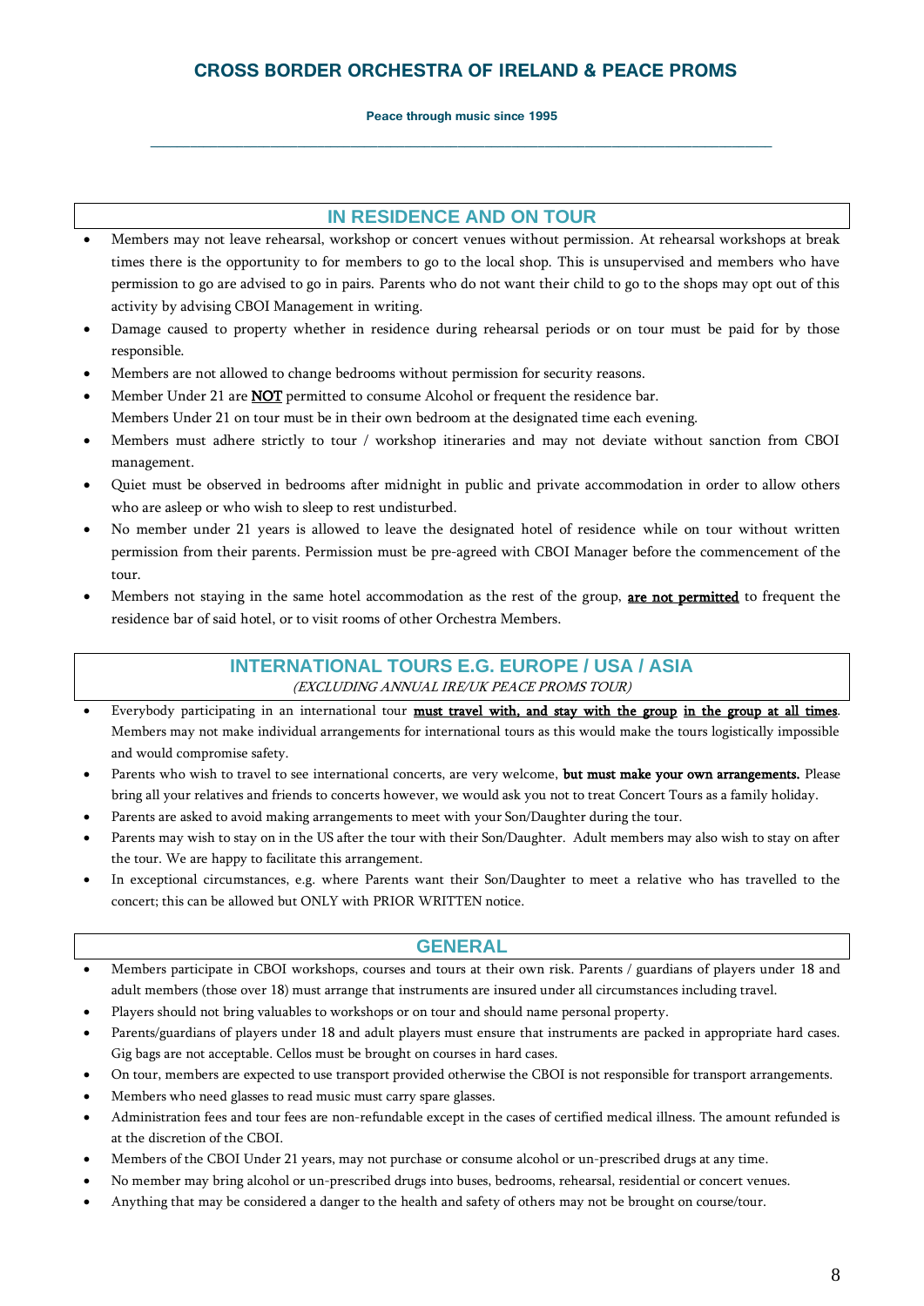## CROSS BORDER ORCHESTRA OF IRELAND & PEACE PROMS

**Peace through music since 1995**

---

### IN RESIDENCE AND ON TOUR

- Members may not leave rehearsal, workshop or concert venues without permission. At rehearsal workshops at break times there is the opportunity to for members to go to the local shop. This is unsupervised and members who have permission to go are advised to go in pairs. Parents who do not want their child to go to the shops may opt out of this activity by advising CBOI Management in writing.
- Damage caused to property whether in residence during rehearsal periods or on tour must be paid for by those responsible.
- Members are not allowed to change bedrooms without permission for security reasons.
- Member Under 21 are **NOT** permitted to consume Alcohol or frequent the residence bar.
  Members Under 21 on tour must be in their own bedroom at the designated time each evening.
- Members must adhere strictly to tour / workshop itineraries and may not deviate without sanction from CBOI management.
- Quiet must be observed in bedrooms after midnight in public and private accommodation in order to allow others who are asleep or who wish to sleep to rest undisturbed.
- No member under 21 years is allowed to leave the designated hotel of residence while on tour without written permission from their parents. Permission must be pre-agreed with CBOI Manager before the commencement of the tour.
- Members not staying in the same hotel accommodation as the rest of the group, **are not permitted** to frequent the residence bar of said hotel, or to visit rooms of other Orchestra Members.

### INTERNATIONAL TOURS E.G. EUROPE / USA / ASIA

*(EXCLUDING ANNUAL IRE/UK PEACE PROMS TOUR)*

- Everybody participating in an international tour **must travel with, and stay with the group in the group at all times**. Members may not make individual arrangements for international tours as this would make the tours logistically impossible and would compromise safety.
- Parents who wish to travel to see international concerts, are very welcome, **but must make your own arrangements.** Please bring all your relatives and friends to concerts however, we would ask you not to treat Concert Tours as a family holiday.
- Parents are asked to avoid making arrangements to meet with your Son/Daughter during the tour.
- Parents may wish to stay on in the US after the tour with their Son/Daughter. Adult members may also wish to stay on after the tour. We are happy to facilitate this arrangement.
- In exceptional circumstances, e.g. where Parents want their Son/Daughter to meet a relative who has travelled to the concert; this can be allowed but ONLY with PRIOR WRITTEN notice.

### GENERAL

- Members participate in CBOI workshops, courses and tours at their own risk. Parents / guardians of players under 18 and adult members (those over 18) must arrange that instruments are insured under all circumstances including travel.
- Players should not bring valuables to workshops or on tour and should name personal property.
- Parents/guardians of players under 18 and adult players must ensure that instruments are packed in appropriate hard cases. Gig bags are not acceptable. Cellos must be brought on courses in hard cases.
- On tour, members are expected to use transport provided otherwise the CBOI is not responsible for transport arrangements.
- Members who need glasses to read music must carry spare glasses.
- Administration fees and tour fees are non-refundable except in the cases of certified medical illness. The amount refunded is at the discretion of the CBOI.
- Members of the CBOI Under 21 years, may not purchase or consume alcohol or un-prescribed drugs at any time.
- No member may bring alcohol or un-prescribed drugs into buses, bedrooms, rehearsal, residential or concert venues.
- Anything that may be considered a danger to the health and safety of others may not be brought on course/tour.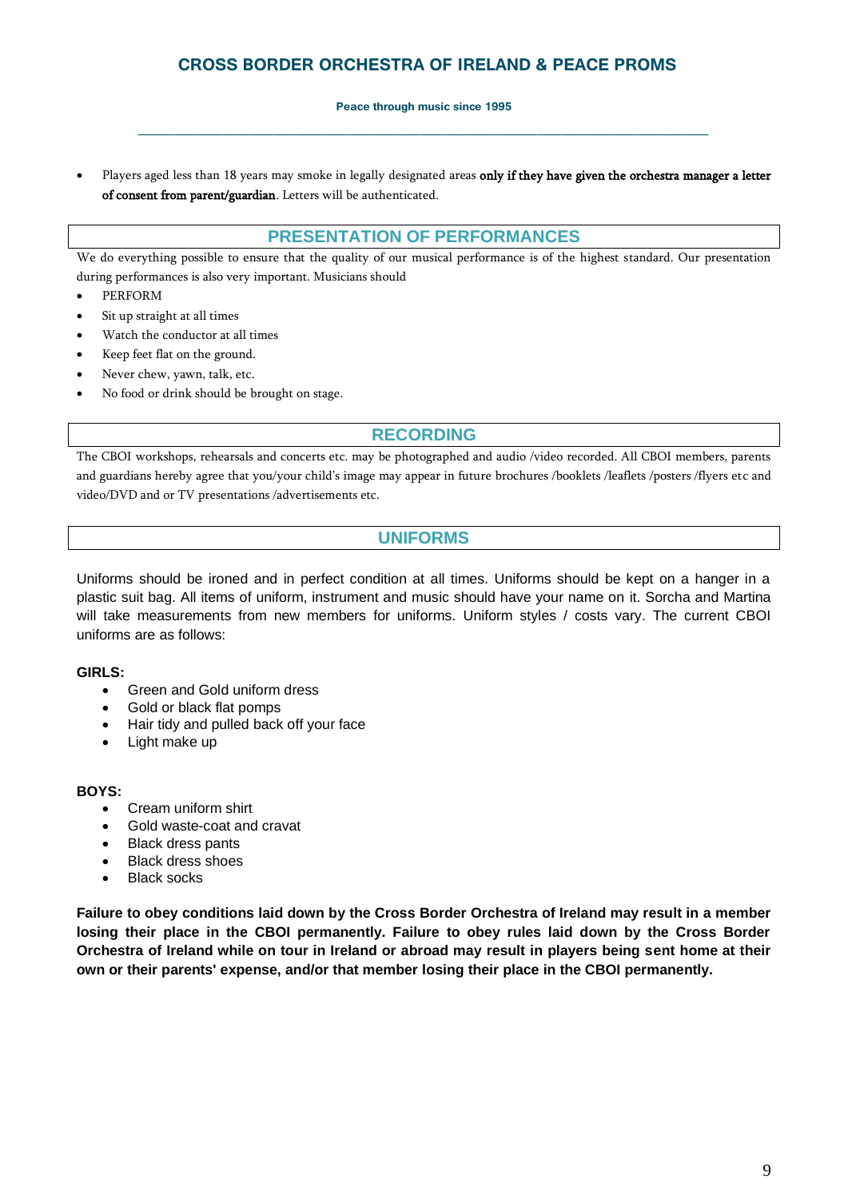- Players aged less than 18 years may smoke in legally designated areas **only if they have given the orchestra manager a letter of consent from parent/guardian**. Letters will be authenticated.

## PRESENTATION OF PERFORMANCES

We do everything possible to ensure that the quality of our musical performance is of the highest standard. Our presentation during performances is also very important. Musicians should

- PERFORM
- Sit up straight at all times
- Watch the conductor at all times
- Keep feet flat on the ground.
- Never chew, yawn, talk, etc.
- No food or drink should be brought on stage.

## RECORDING

The CBOI workshops, rehearsals and concerts etc. may be photographed and audio /video recorded. All CBOI members, parents and guardians hereby agree that you/your child's image may appear in future brochures /booklets /leaflets /posters /flyers etc and video/DVD and or TV presentations /advertisements etc.

## UNIFORMS

Uniforms should be ironed and in perfect condition at all times. Uniforms should be kept on a hanger in a plastic suit bag. All items of uniform, instrument and music should have your name on it. Sorcha and Martina will take measurements from new members for uniforms. Uniform styles / costs vary. The current CBOI uniforms are as follows:

**GIRLS:**

- Green and Gold uniform dress
- Gold or black flat pomps
- Hair tidy and pulled back off your face
- Light make up

**BOYS:**

- Cream uniform shirt
- Gold waste-coat and cravat
- Black dress pants
- Black dress shoes
- Black socks

**Failure to obey conditions laid down by the Cross Border Orchestra of Ireland may result in a member losing their place in the CBOI permanently. Failure to obey rules laid down by the Cross Border Orchestra of Ireland while on tour in Ireland or abroad may result in players being sent home at their own or their parents' expense, and/or that member losing their place in the CBOI permanently.**